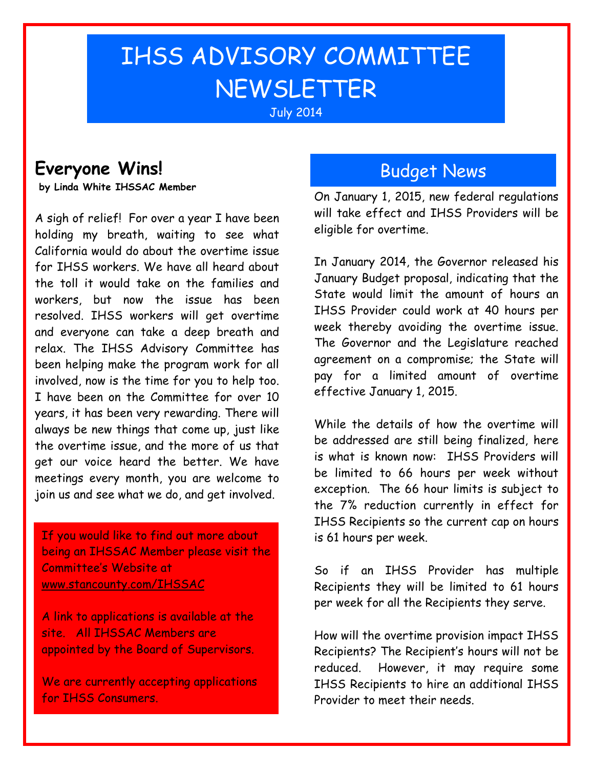# IHSS ADVISORY COMMITTEE NEWSLETTER

July 2014

## Everyone Wins!

**by Linda White IHSSAC Member**

A sigh of relief! For over a year I have been holding my breath, waiting to see what California would do about the overtime issue for IHSS workers. We have all heard about the toll it would take on the families and workers, but now the issue has been resolved. IHSS workers will get overtime and everyone can take a deep breath and relax. The IHSS Advisory Committee has been helping make the program work for all involved, now is the time for you to help too. I have been on the Committee for over 10 years, it has been very rewarding. There will always be new things that come up, just like the overtime issue, and the more of us that get our voice heard the better. We have meetings every month, you are welcome to join us and see what we do, and get involved.

If you would like to find out more about being an IHSSAC Member please visit the Committee's Website at www.stancounty.com/IHSSAC

A link to applications is available at the site. All IHSSAC Members are appointed by the Board of Supervisors.

We are currently accepting applications for IHSS Consumers.

## Budget News

On January 1, 2015, new federal regulations will take effect and IHSS Providers will be eligible for overtime.

In January 2014, the Governor released his January Budget proposal, indicating that the State would limit the amount of hours an IHSS Provider could work at 40 hours per week thereby avoiding the overtime issue. The Governor and the Legislature reached agreement on a compromise; the State will pay for a limited amount of overtime effective January 1, 2015.

While the details of how the overtime will be addressed are still being finalized, here is what is known now: IHSS Providers will be limited to 66 hours per week without exception. The 66 hour limits is subject to the 7% reduction currently in effect for IHSS Recipients so the current cap on hours is 61 hours per week.

So if an IHSS Provider has multiple Recipients they will be limited to 61 hours per week for all the Recipients they serve.

How will the overtime provision impact IHSS Recipients? The Recipient's hours will not be reduced. However, it may require some IHSS Recipients to hire an additional IHSS Provider to meet their needs.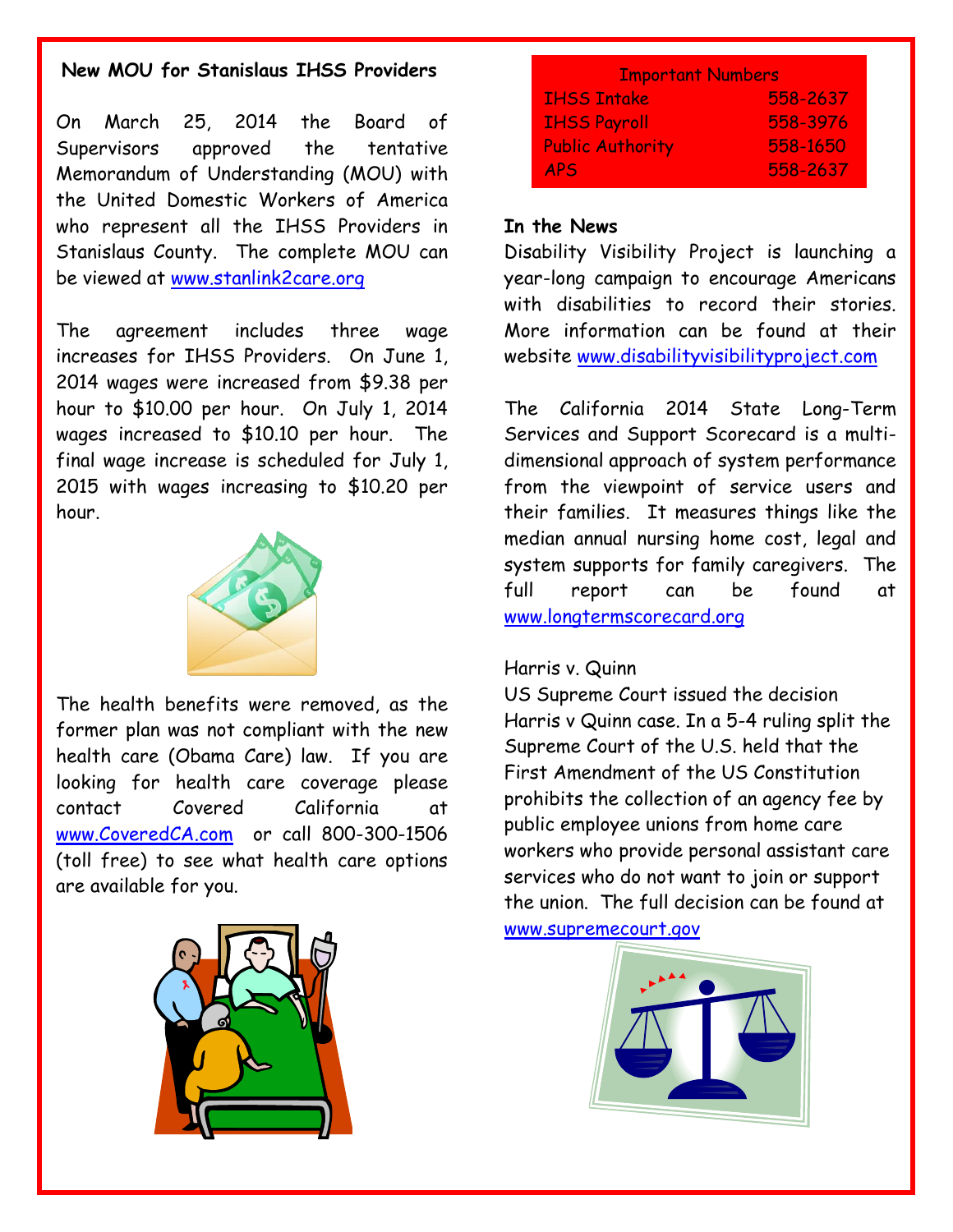## New MOU for Stanislaus IHSS Providers

On March 25, 2014 the Board of Supervisors approved the tentative Memorandum of Understanding (MOU) with the United Domestic Workers of America who represent all the IHSS Providers in Stanislaus County. The complete MOU can be viewed at www.stanlink2care.org

The agreement includes three wage increases for IHSS Providers. On June 1, 2014 wages were increased from $9.38 per hour to $10.00 per hour. On July 1, 2014 wages increased to $10.10 per hour. The final wage increase is scheduled for July 1, 2015 with wages increasing to $10.20 per hour.

The health benefits were removed, as the former plan was not compliant with the new health care (Obama Care) law. If you are looking for health care coverage please contact Covered California at www.CoveredCA.com or call 800-300-1506 (toll free) to see what health care options are available for you.

| Important Numbers | |
|---|---|
| IHSS Intake | 558-2637 |
| IHSS Payroll | 558-3976 |
| Public Authority | 558-1650 |
| APS | 558-2637 |

**In the News**

Disability Visibility Project is launching a year-long campaign to encourage Americans with disabilities to record their stories. More information can be found at their website www.disabilityvisibilityproject.com

The California 2014 State Long-Term Services and Support Scorecard is a multi-dimensional approach of system performance from the viewpoint of service users and their families. It measures things like the median annual nursing home cost, legal and system supports for family caregivers. The full report can be found at www.longtermscorecard.org

Harris v. Quinn

US Supreme Court issued the decision Harris v Quinn case. In a 5-4 ruling split the Supreme Court of the U.S. held that the First Amendment of the US Constitution prohibits the collection of an agency fee by public employee unions from home care workers who provide personal assistant care services who do not want to join or support the union. The full decision can be found at www.supremecourt.gov